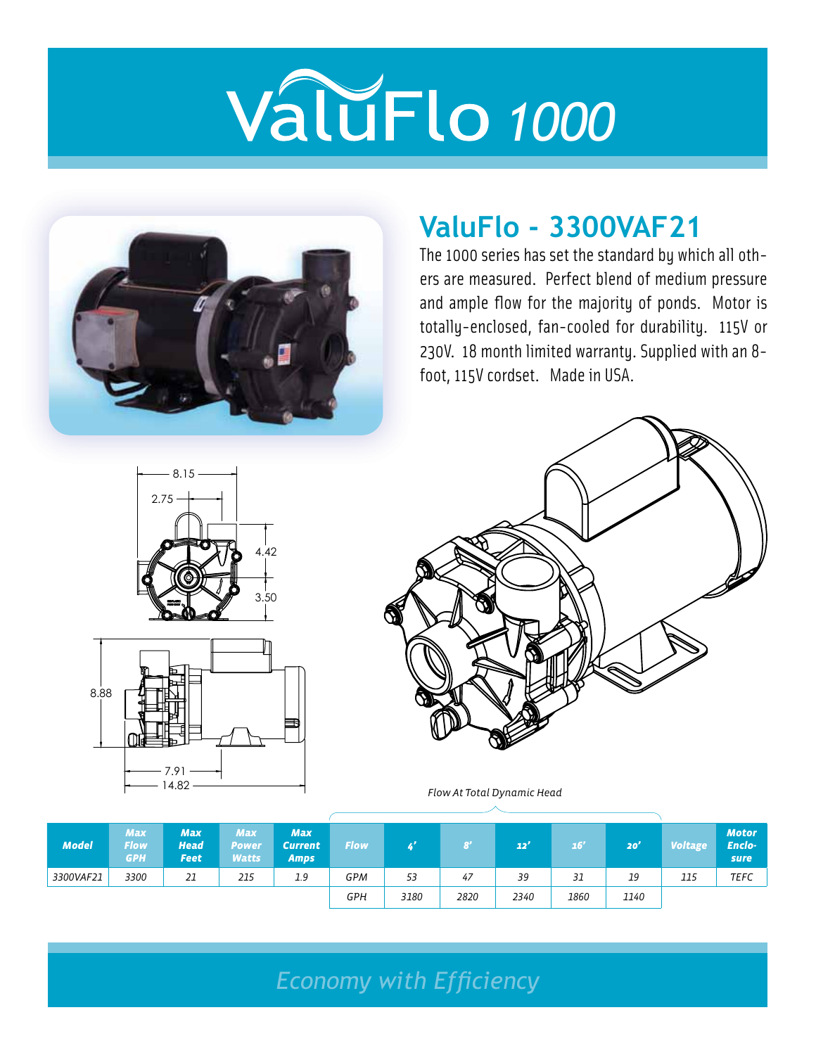# ValuFlo 1000

## ValuFlo - 3300VAF21

The 1000 series has set the standard by which all others are measured. Perfect blend of medium pressure and ample flow for the majority of ponds. Motor is totally-enclosed, fan-cooled for durability. 115V or 230V. 18 month limited warranty. Supplied with an 8-foot, 115V cordset. Made in USA.

8.15
2.75
4.42
3.50
8.88
7.91
14.82

*Flow At Total Dynamic Head*

| Model | Max Flow GPH | Max Head Feet | Max Power Watts | Max Current Amps | Flow | 4' | 8' | 12' | 16' | 20' | Voltage | Motor Enclosure |
|---|---|---|---|---|---|---|---|---|---|---|---|---|
| 3300VAF21 | 3300 | 21 | 215 | 1.9 | GPM | 53 | 47 | 39 | 31 | 19 | 115 | TEFC |
| | | | | | GPH | 3180 | 2820 | 2340 | 1860 | 1140 | | |

*Economy with Efficiency*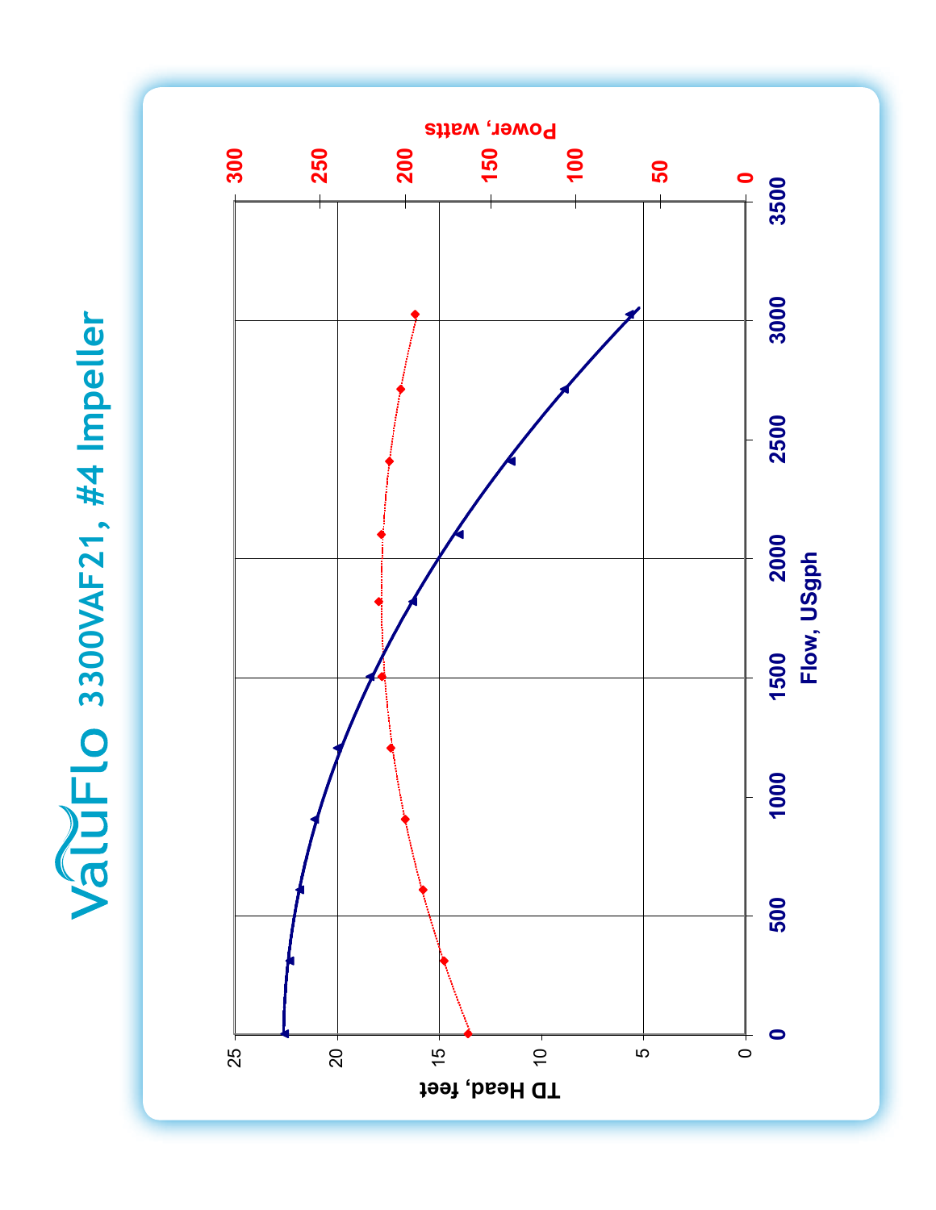# ValuFlo 3300VAF21, #4 Impeller

TD Head, feet

Power, watts

Flow, USgph

0, 500, 1000, 1500, 2000, 2500, 3000, 3500

0, 5, 10, 15, 20, 25

0, 50, 100, 150, 200, 250, 300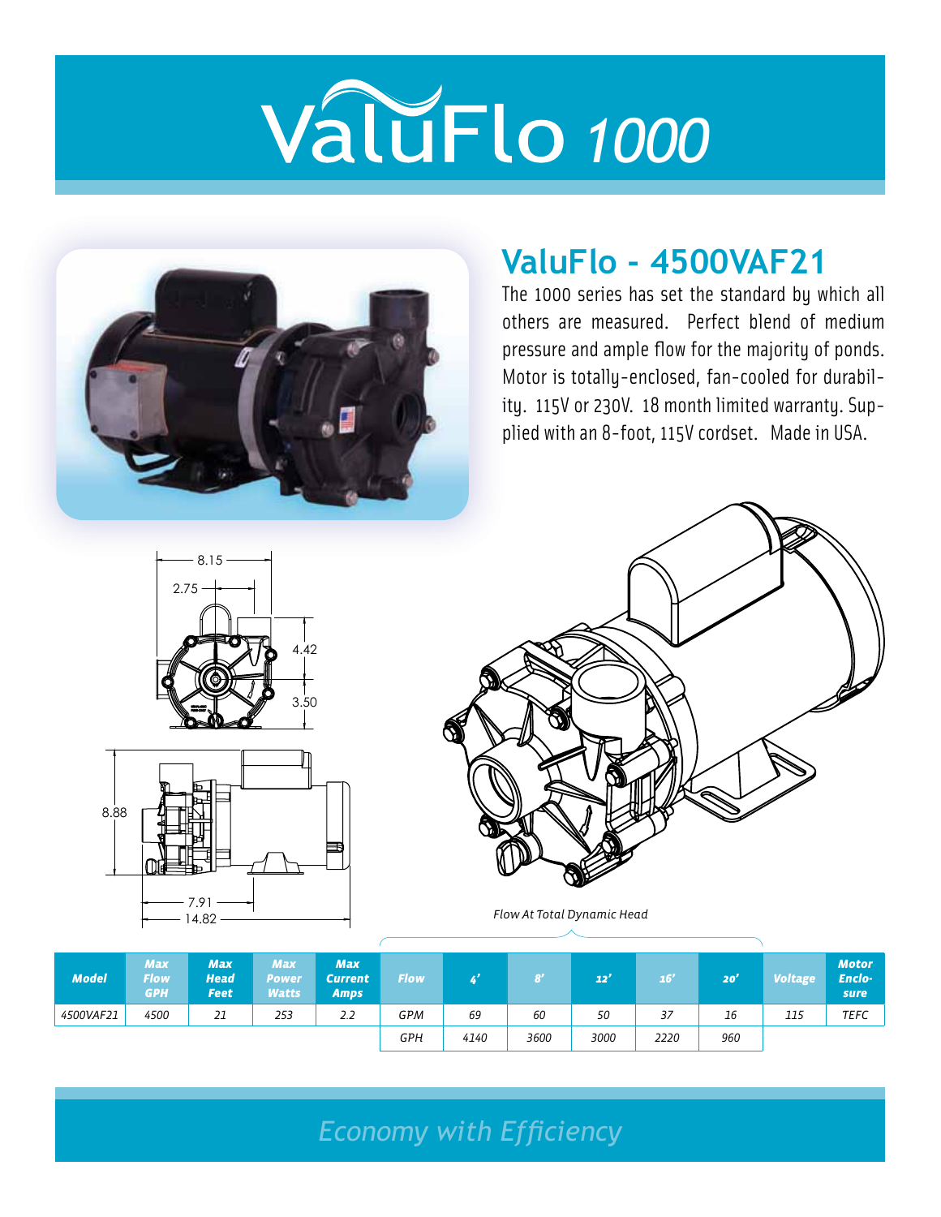# ValuFlo 1000

## ValuFlo - 4500VAF21

The 1000 series has set the standard by which all others are measured. Perfect blend of medium pressure and ample flow for the majority of ponds. Motor is totally-enclosed, fan-cooled for durability. 115V or 230V. 18 month limited warranty. Supplied with an 8-foot, 115V cordset. Made in USA.

| Model | Max Flow GPH | Max Head Feet | Max Power Watts | Max Current Amps | Flow | 4' | 8' | 12' | 16' | 20' | Voltage | Motor Enclosure |
|---|---|---|---|---|---|---|---|---|---|---|---|---|
| | | | | | *Flow At Total Dynamic Head* | | | | | | | |
| 4500VAF21 | 4500 | 21 | 253 | 2.2 | GPM | 69 | 60 | 50 | 37 | 16 | 115 | TEFC |
| | | | | | GPH | 4140 | 3600 | 3000 | 2220 | 960 | | |

*Economy with Efficiency*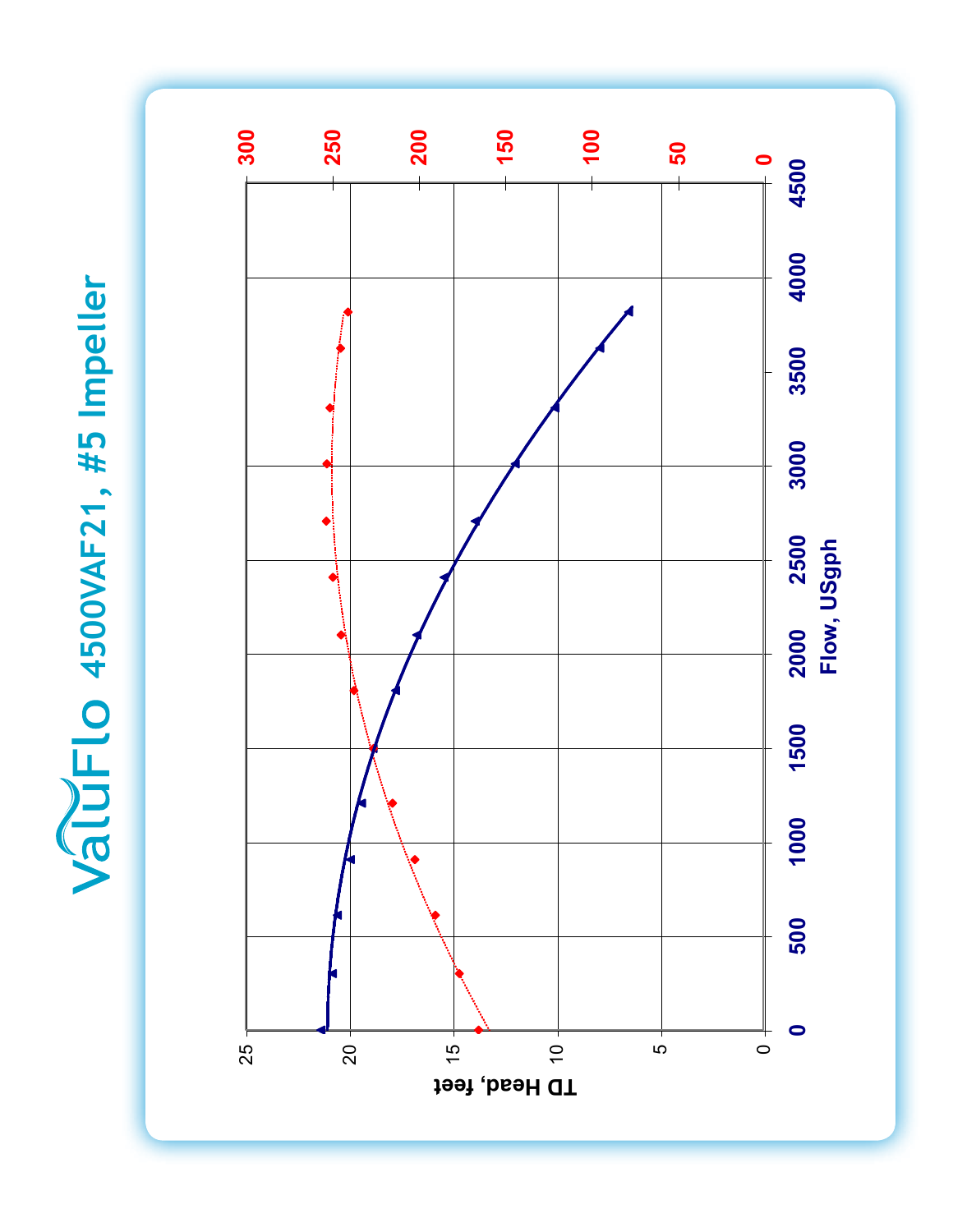# ValuFlo 4500VAF21, #5 Impeller

TD Head, feet

Flow, USgph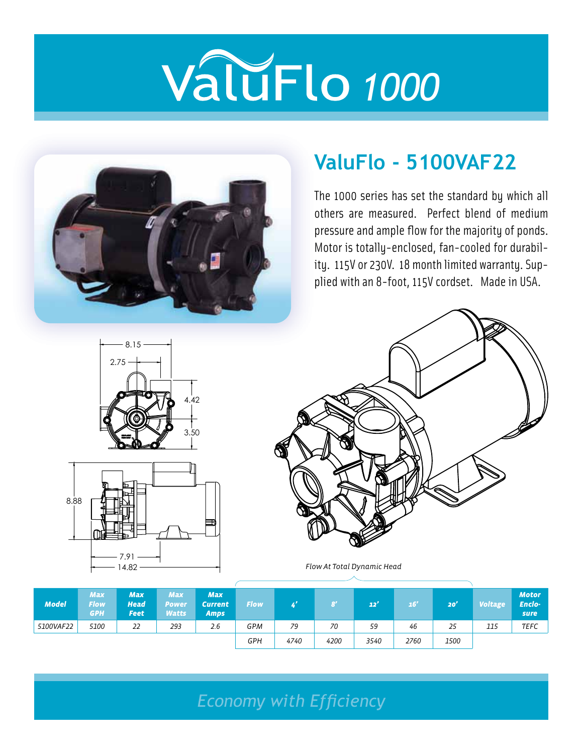# ValuFlo 1000

## ValuFlo - 5100VAF22

The 1000 series has set the standard by which all others are measured. Perfect blend of medium pressure and ample flow for the majority of ponds. Motor is totally-enclosed, fan-cooled for durability. 115V or 230V. 18 month limited warranty. Supplied with an 8-foot, 115V cordset. Made in USA.

8.15
2.75
4.42
3.50
8.88
7.91
14.82

*Flow At Total Dynamic Head*

| Model | Max Flow GPH | Max Head Feet | Max Power Watts | Max Current Amps | Flow | 4' | 8' | 12' | 16' | 20' | Voltage | Motor Enclosure |
|---|---|---|---|---|---|---|---|---|---|---|---|---|
| 5100VAF22 | 5100 | 22 | 293 | 2.6 | GPM | 79 | 70 | 59 | 46 | 25 | 115 | TEFC |
| | | | | | GPH | 4740 | 4200 | 3540 | 2760 | 1500 | | |

*Economy with Efficiency*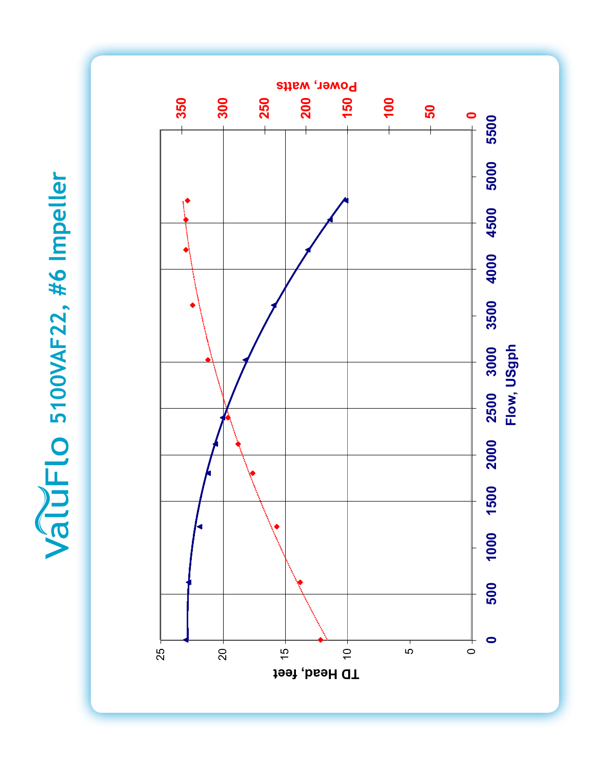# ValuFlo 5100VAF22, #6 Impeller

TD Head, feet

Power, watts

Flow, USgph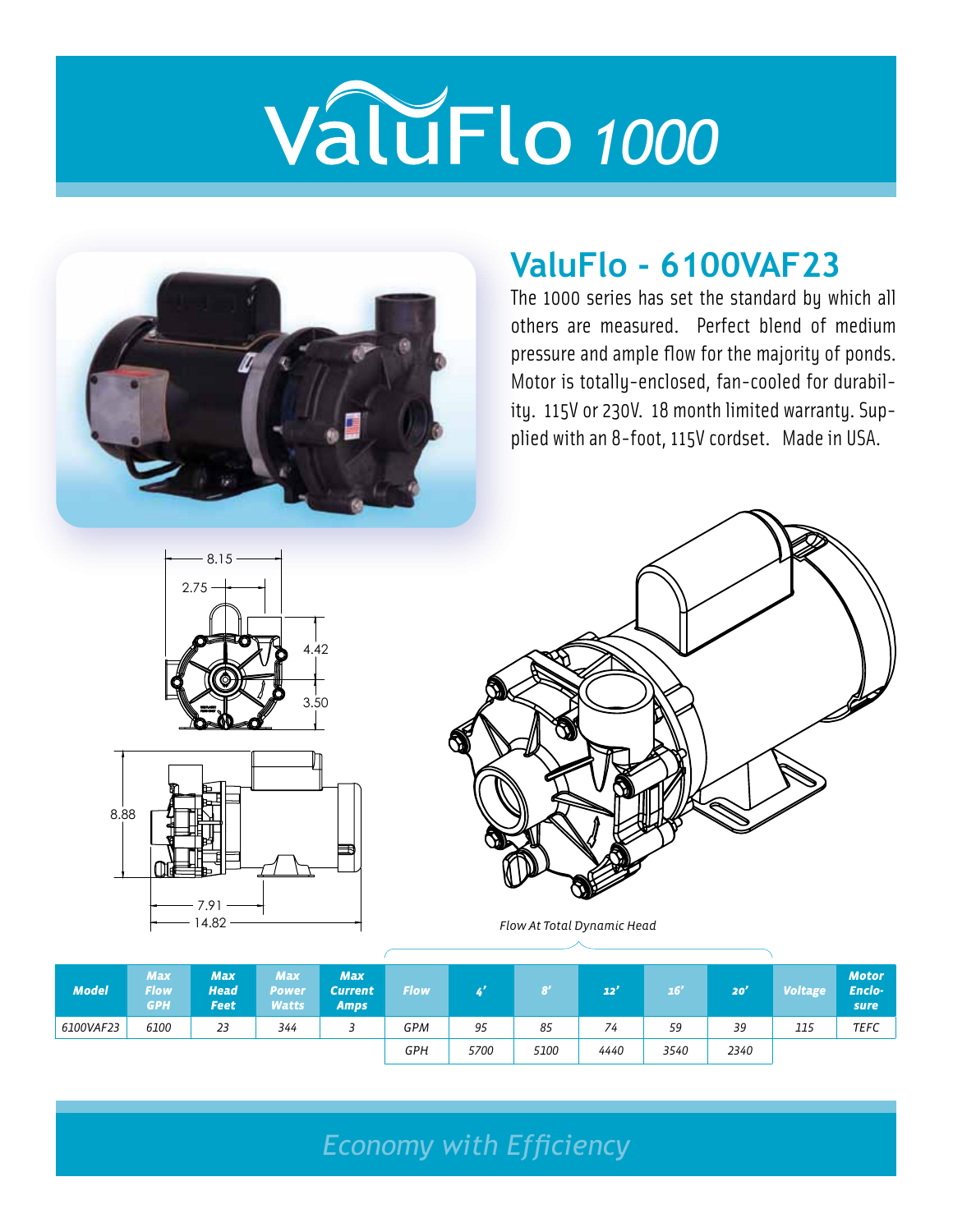# ValuFlo 1000

## ValuFlo - 6100VAF23

The 1000 series has set the standard by which all others are measured. Perfect blend of medium pressure and ample flow for the majority of ponds. Motor is totally-enclosed, fan-cooled for durability. 115V or 230V. 18 month limited warranty. Supplied with an 8-foot, 115V cordset. Made in USA.

8.15
2.75
4.42
3.50
8.88
7.91
14.82

*Flow At Total Dynamic Head*

| Model | Max Flow GPH | Max Head Feet | Max Power Watts | Max Current Amps | Flow | 4' | 8' | 12' | 16' | 20' | Voltage | Motor Enclosure |
|---|---|---|---|---|---|---|---|---|---|---|---|---|
| 6100VAF23 | 6100 | 23 | 344 | 3 | GPM | 95 | 85 | 74 | 59 | 39 | 115 | TEFC |
| | | | | | GPH | 5700 | 5100 | 4440 | 3540 | 2340 | | |

*Economy with Efficiency*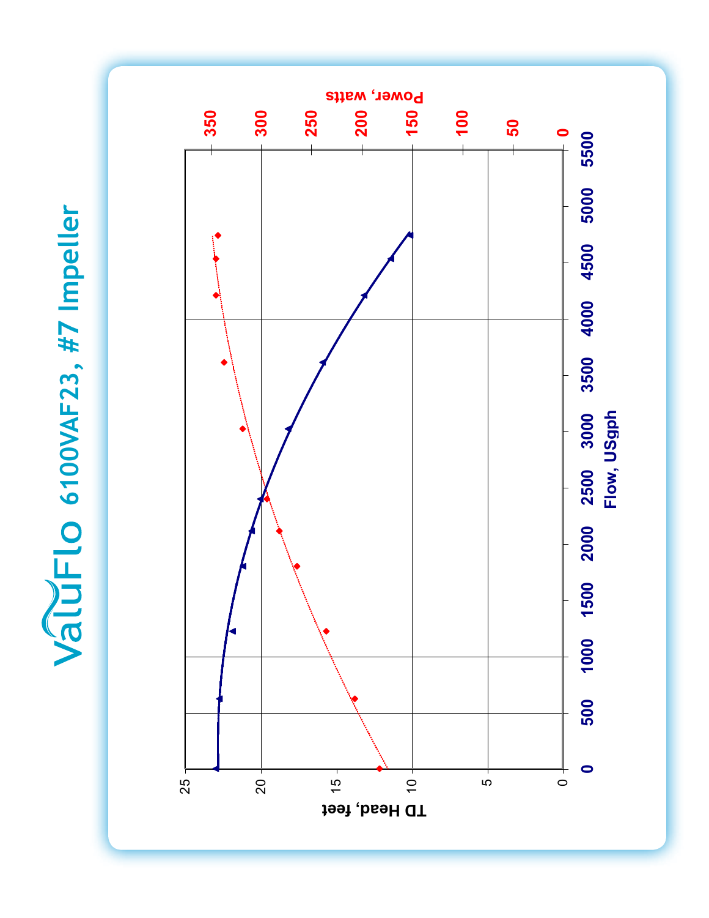# ValuFlo 6100VAF23, #7 Impeller

TD Head, feet

0
5
10
15
20
25

Power, watts

0
50
100
150
200
250
300
350

Flow, USgph

0
500
1000
1500
2000
2500
3000
3500
4000
4500
5000
5500